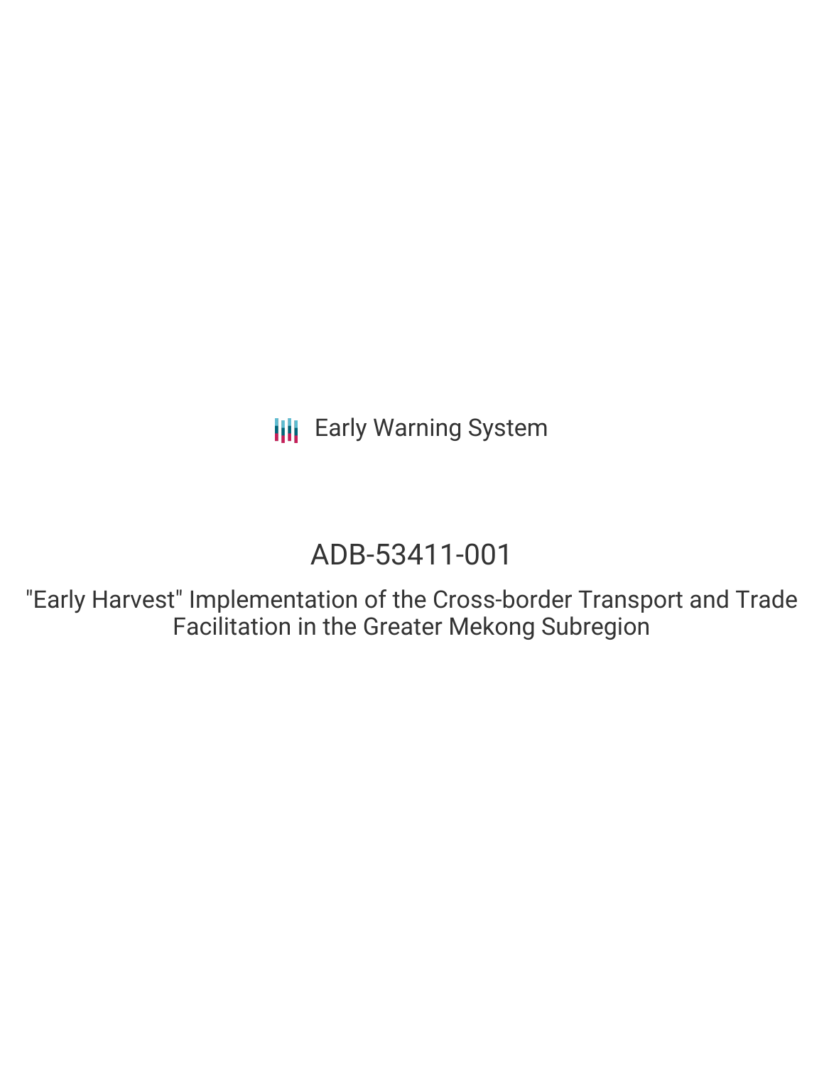Early Warning System

# ADB-53411-001

"Early Harvest" Implementation of the Cross-border Transport and Trade Facilitation in the Greater Mekong Subregion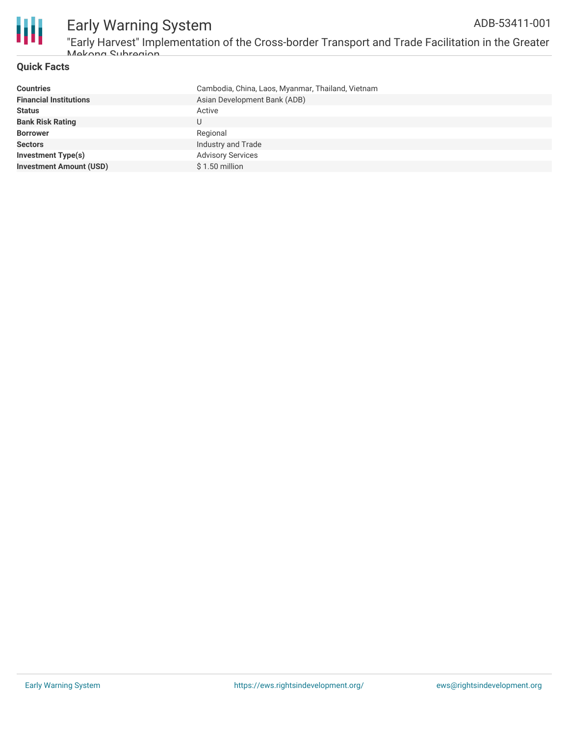## Quick Facts

| | |
|---|---|
| **Countries** | Cambodia, China, Laos, Myanmar, Thailand, Vietnam |
| **Financial Institutions** | Asian Development Bank (ADB) |
| **Status** | Active |
| **Bank Risk Rating** | U |
| **Borrower** | Regional |
| **Sectors** | Industry and Trade |
| **Investment Type(s)** | Advisory Services |
| **Investment Amount (USD)** | $ 1.50 million |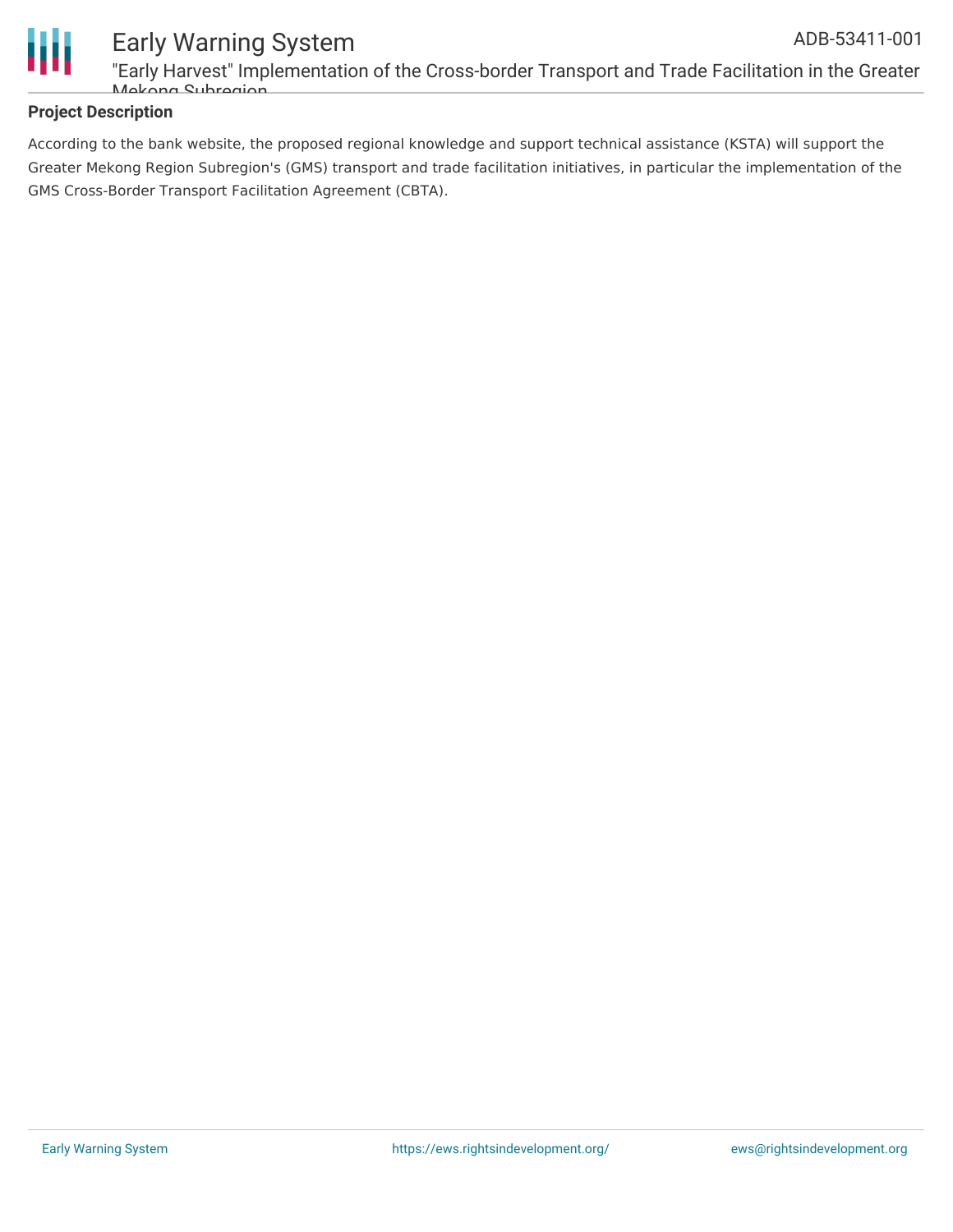## Project Description

According to the bank website, the proposed regional knowledge and support technical assistance (KSTA) will support the Greater Mekong Region Subregion's (GMS) transport and trade facilitation initiatives, in particular the implementation of the GMS Cross-Border Transport Facilitation Agreement (CBTA).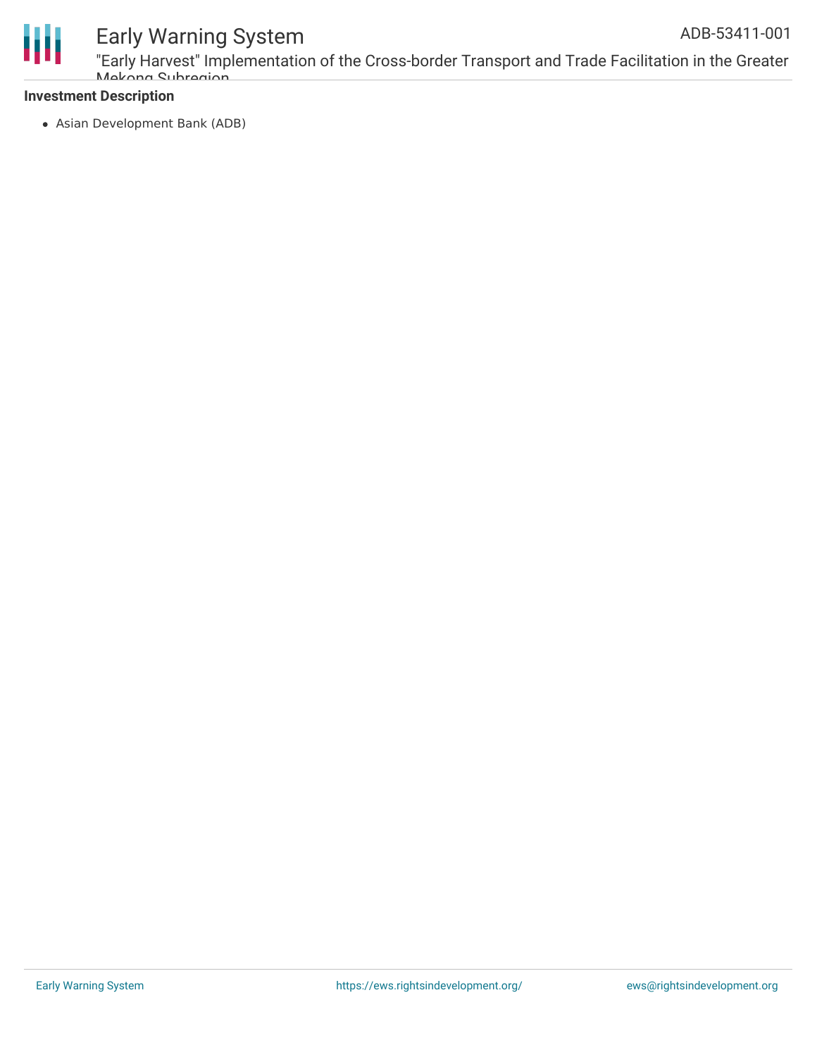**Investment Description**

- Asian Development Bank (ADB)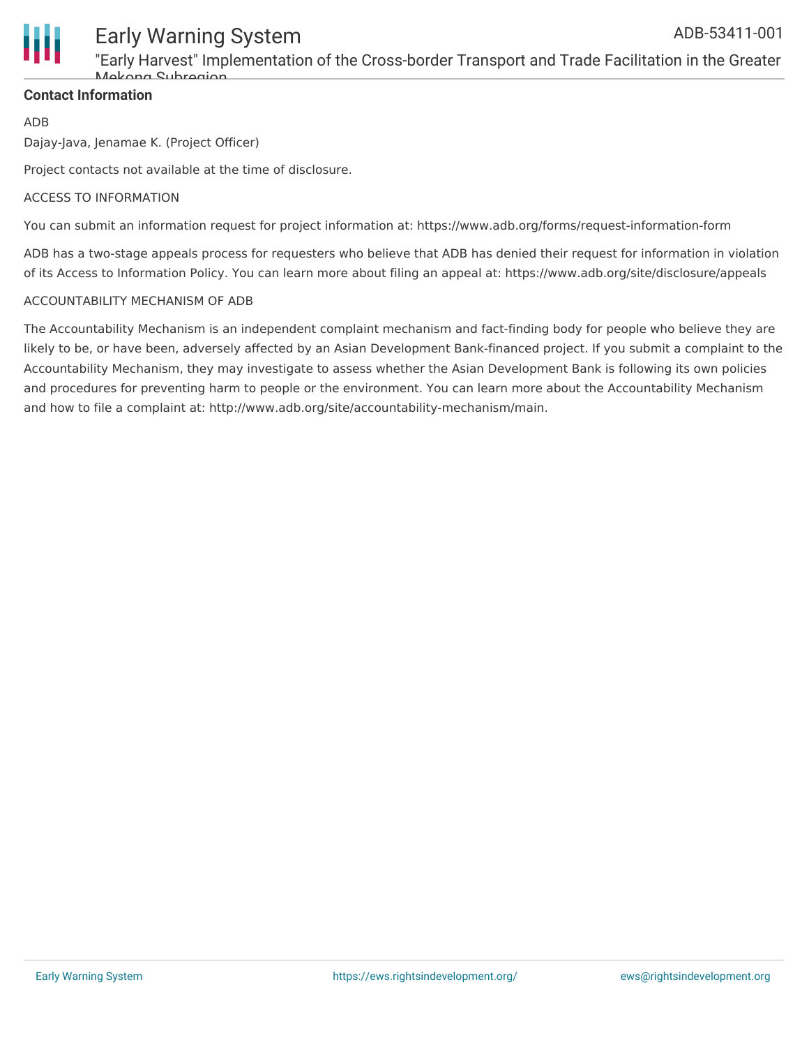**Contact Information**

ADB

Dajay-Java, Jenamae K. (Project Officer)

Project contacts not available at the time of disclosure.

ACCESS TO INFORMATION

You can submit an information request for project information at: https://www.adb.org/forms/request-information-form

ADB has a two-stage appeals process for requesters who believe that ADB has denied their request for information in violation of its Access to Information Policy. You can learn more about filing an appeal at: https://www.adb.org/site/disclosure/appeals

ACCOUNTABILITY MECHANISM OF ADB

The Accountability Mechanism is an independent complaint mechanism and fact-finding body for people who believe they are likely to be, or have been, adversely affected by an Asian Development Bank-financed project. If you submit a complaint to the Accountability Mechanism, they may investigate to assess whether the Asian Development Bank is following its own policies and procedures for preventing harm to people or the environment. You can learn more about the Accountability Mechanism and how to file a complaint at: http://www.adb.org/site/accountability-mechanism/main.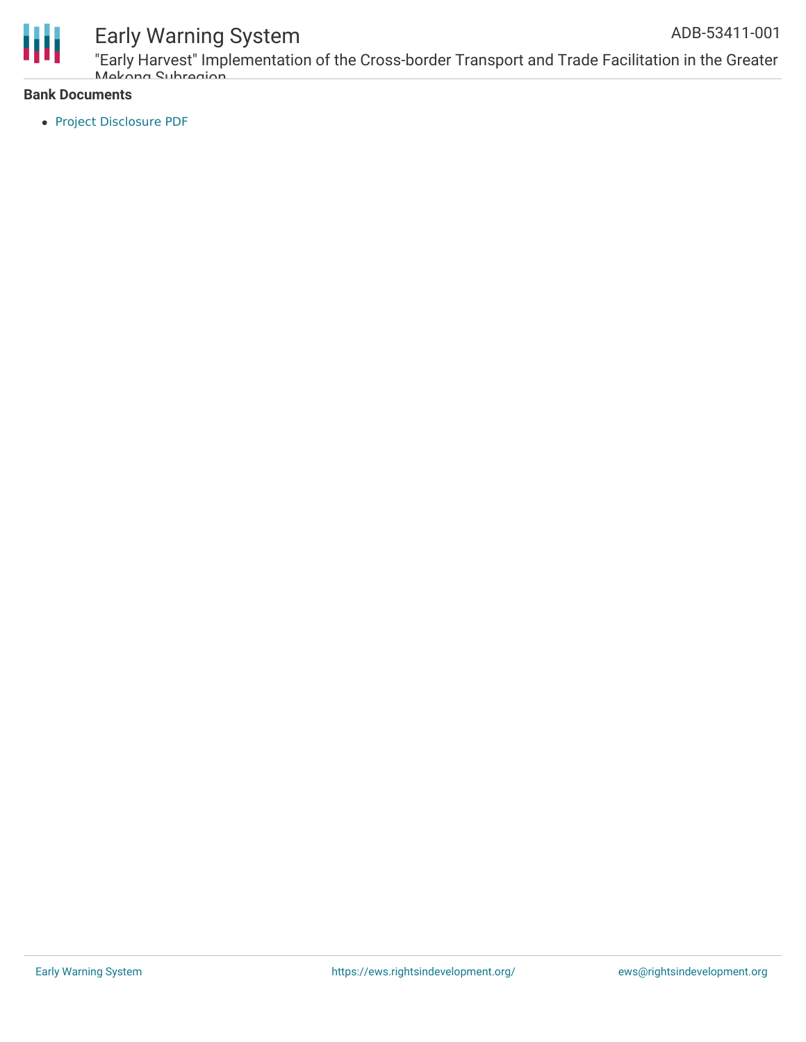**Bank Documents**

- Project Disclosure PDF